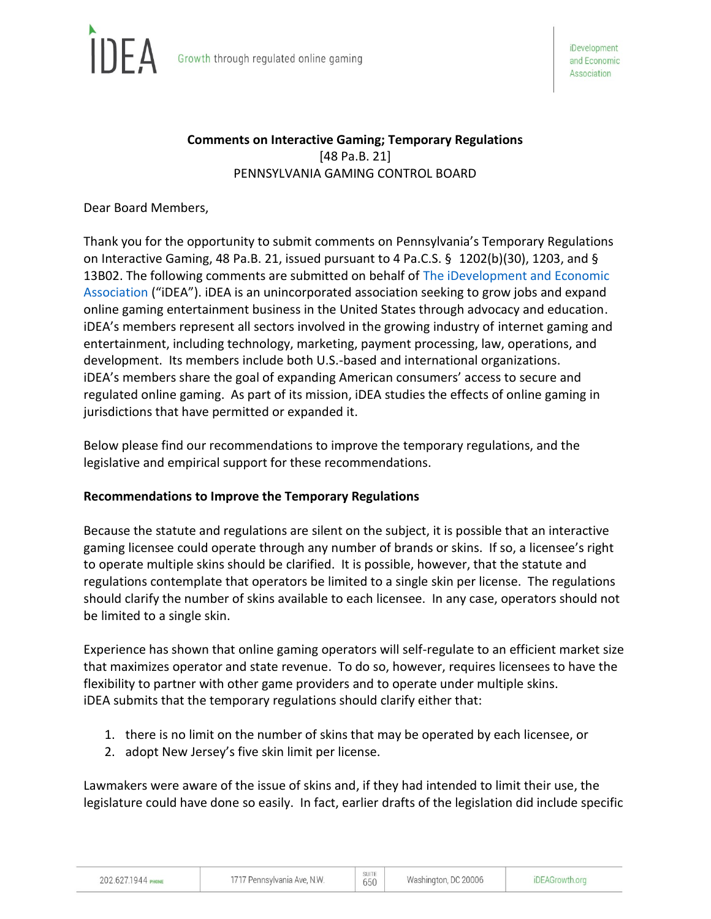**Comments on Interactive Gaming; Temporary Regulations**
[48 Pa.B. 21]
PENNSYLVANIA GAMING CONTROL BOARD

Dear Board Members,

Thank you for the opportunity to submit comments on Pennsylvania's Temporary Regulations on Interactive Gaming, 48 Pa.B. 21, issued pursuant to 4 Pa.C.S. § 1202(b)(30), 1203, and § 13B02. The following comments are submitted on behalf of The iDevelopment and Economic Association ("iDEA"). iDEA is an unincorporated association seeking to grow jobs and expand online gaming entertainment business in the United States through advocacy and education. iDEA's members represent all sectors involved in the growing industry of internet gaming and entertainment, including technology, marketing, payment processing, law, operations, and development. Its members include both U.S.-based and international organizations. iDEA's members share the goal of expanding American consumers' access to secure and regulated online gaming. As part of its mission, iDEA studies the effects of online gaming in jurisdictions that have permitted or expanded it.

Below please find our recommendations to improve the temporary regulations, and the legislative and empirical support for these recommendations.

**Recommendations to Improve the Temporary Regulations**

Because the statute and regulations are silent on the subject, it is possible that an interactive gaming licensee could operate through any number of brands or skins. If so, a licensee's right to operate multiple skins should be clarified. It is possible, however, that the statute and regulations contemplate that operators be limited to a single skin per license. The regulations should clarify the number of skins available to each licensee. In any case, operators should not be limited to a single skin.

Experience has shown that online gaming operators will self-regulate to an efficient market size that maximizes operator and state revenue. To do so, however, requires licensees to have the flexibility to partner with other game providers and to operate under multiple skins. iDEA submits that the temporary regulations should clarify either that:

1. there is no limit on the number of skins that may be operated by each licensee, or
2. adopt New Jersey's five skin limit per license.

Lawmakers were aware of the issue of skins and, if they had intended to limit their use, the legislature could have done so easily. In fact, earlier drafts of the legislation did include specific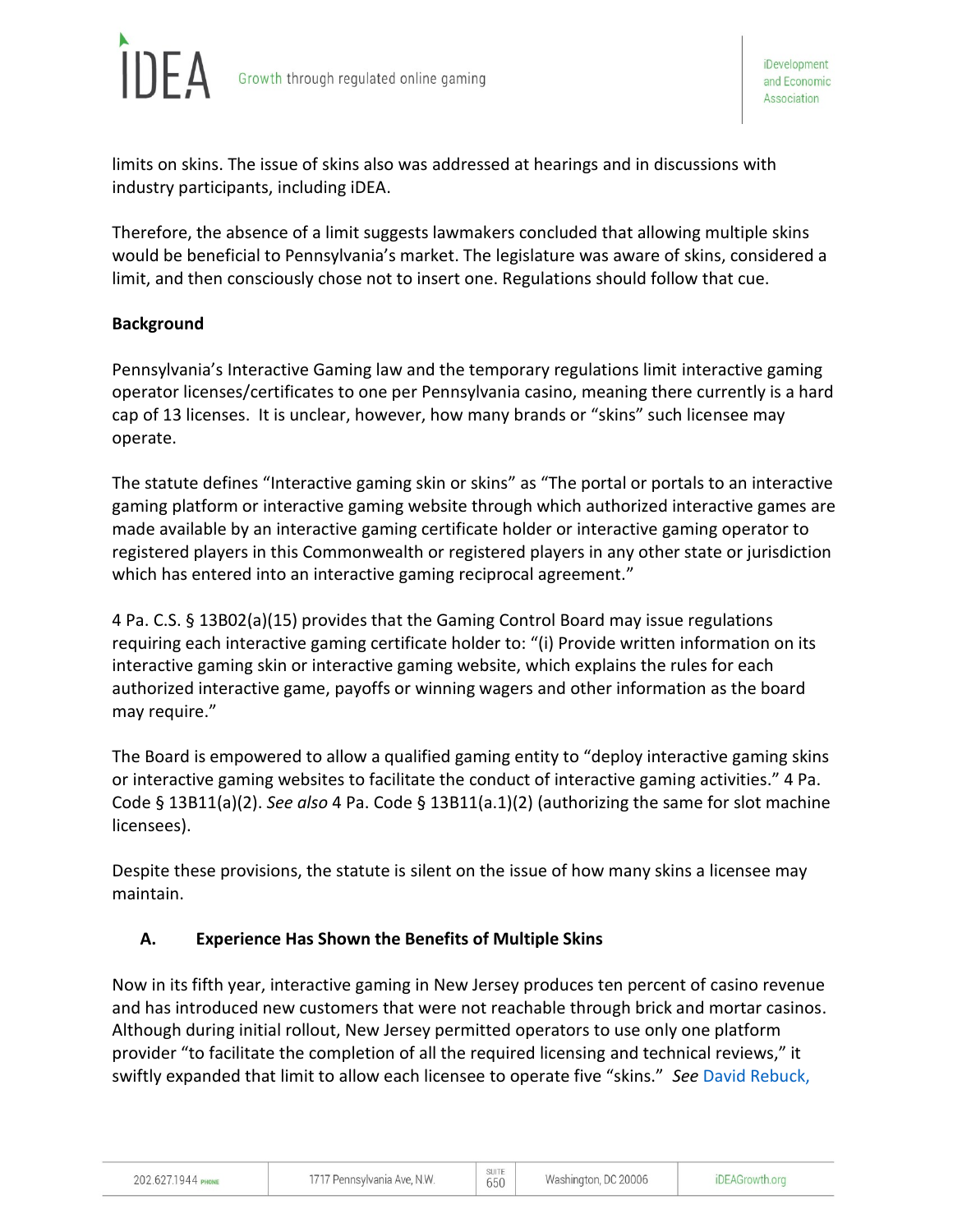limits on skins. The issue of skins also was addressed at hearings and in discussions with industry participants, including iDEA.

Therefore, the absence of a limit suggests lawmakers concluded that allowing multiple skins would be beneficial to Pennsylvania's market. The legislature was aware of skins, considered a limit, and then consciously chose not to insert one. Regulations should follow that cue.

**Background**

Pennsylvania's Interactive Gaming law and the temporary regulations limit interactive gaming operator licenses/certificates to one per Pennsylvania casino, meaning there currently is a hard cap of 13 licenses. It is unclear, however, how many brands or "skins" such licensee may operate.

The statute defines "Interactive gaming skin or skins" as "The portal or portals to an interactive gaming platform or interactive gaming website through which authorized interactive games are made available by an interactive gaming certificate holder or interactive gaming operator to registered players in this Commonwealth or registered players in any other state or jurisdiction which has entered into an interactive gaming reciprocal agreement."

4 Pa. C.S. § 13B02(a)(15) provides that the Gaming Control Board may issue regulations requiring each interactive gaming certificate holder to: "(i) Provide written information on its interactive gaming skin or interactive gaming website, which explains the rules for each authorized interactive game, payoffs or winning wagers and other information as the board may require."

The Board is empowered to allow a qualified gaming entity to "deploy interactive gaming skins or interactive gaming websites to facilitate the conduct of interactive gaming activities." 4 Pa. Code § 13B11(a)(2). *See also* 4 Pa. Code § 13B11(a.1)(2) (authorizing the same for slot machine licensees).

Despite these provisions, the statute is silent on the issue of how many skins a licensee may maintain.

**A. Experience Has Shown the Benefits of Multiple Skins**

Now in its fifth year, interactive gaming in New Jersey produces ten percent of casino revenue and has introduced new customers that were not reachable through brick and mortar casinos. Although during initial rollout, New Jersey permitted operators to use only one platform provider "to facilitate the completion of all the required licensing and technical reviews," it swiftly expanded that limit to allow each licensee to operate five "skins." *See* David Rebuck,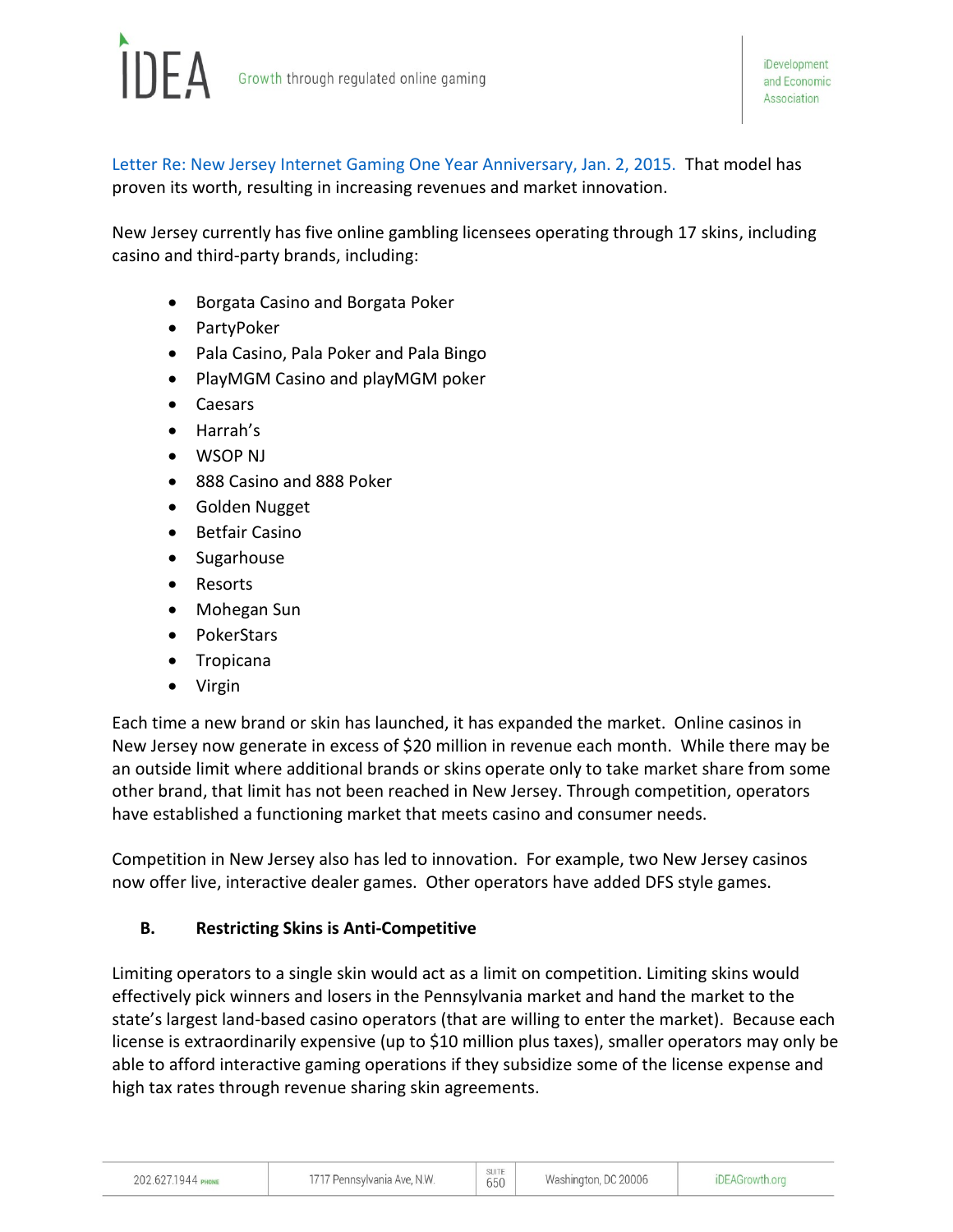Letter Re: New Jersey Internet Gaming One Year Anniversary, Jan. 2, 2015. That model has proven its worth, resulting in increasing revenues and market innovation.

New Jersey currently has five online gambling licensees operating through 17 skins, including casino and third-party brands, including:

- Borgata Casino and Borgata Poker
- PartyPoker
- Pala Casino, Pala Poker and Pala Bingo
- PlayMGM Casino and playMGM poker
- Caesars
- Harrah's
- WSOP NJ
- 888 Casino and 888 Poker
- Golden Nugget
- Betfair Casino
- Sugarhouse
- Resorts
- Mohegan Sun
- PokerStars
- Tropicana
- Virgin

Each time a new brand or skin has launched, it has expanded the market. Online casinos in New Jersey now generate in excess of $20 million in revenue each month. While there may be an outside limit where additional brands or skins operate only to take market share from some other brand, that limit has not been reached in New Jersey. Through competition, operators have established a functioning market that meets casino and consumer needs.

Competition in New Jersey also has led to innovation. For example, two New Jersey casinos now offer live, interactive dealer games. Other operators have added DFS style games.

### B. Restricting Skins is Anti-Competitive

Limiting operators to a single skin would act as a limit on competition. Limiting skins would effectively pick winners and losers in the Pennsylvania market and hand the market to the state's largest land-based casino operators (that are willing to enter the market). Because each license is extraordinarily expensive (up to $10 million plus taxes), smaller operators may only be able to afford interactive gaming operations if they subsidize some of the license expense and high tax rates through revenue sharing skin agreements.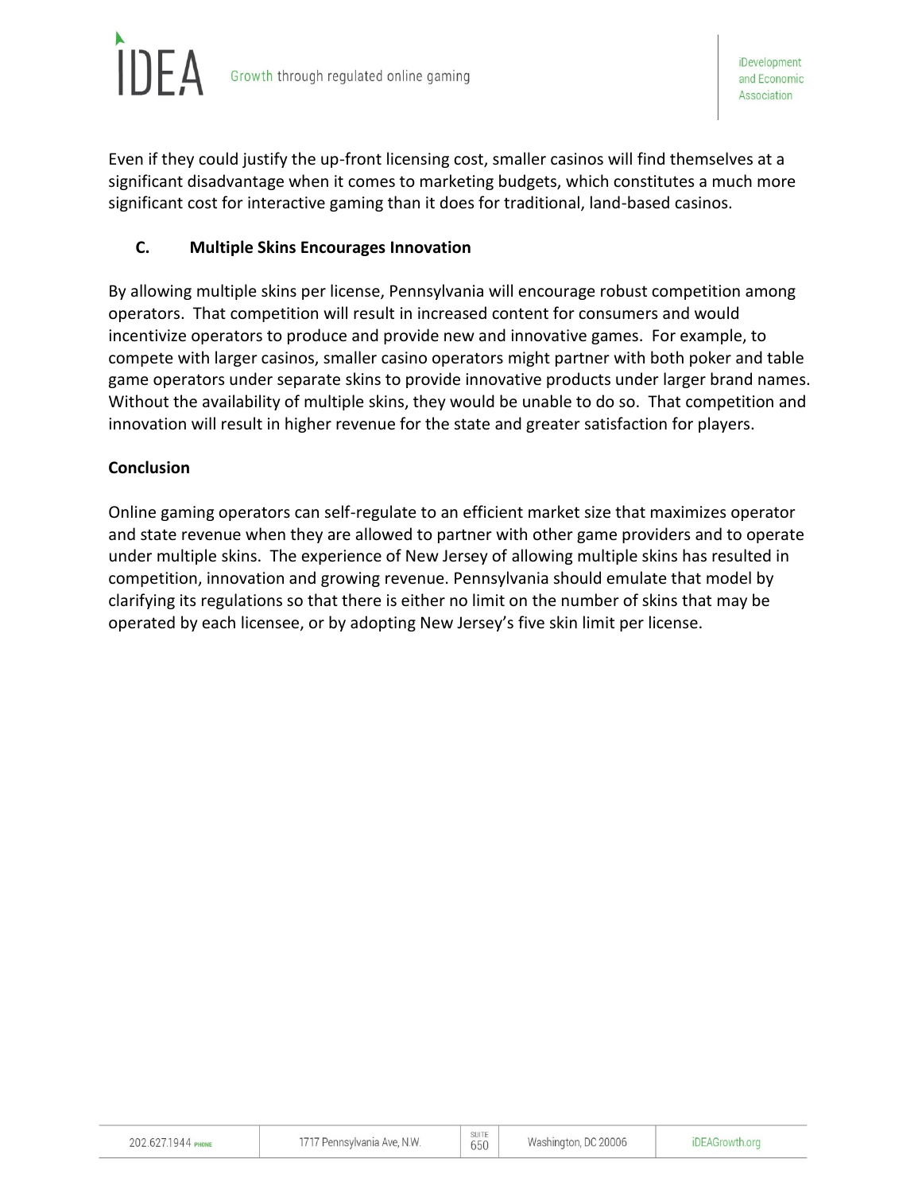Even if they could justify the up-front licensing cost, smaller casinos will find themselves at a significant disadvantage when it comes to marketing budgets, which constitutes a much more significant cost for interactive gaming than it does for traditional, land-based casinos.

### C. Multiple Skins Encourages Innovation

By allowing multiple skins per license, Pennsylvania will encourage robust competition among operators. That competition will result in increased content for consumers and would incentivize operators to produce and provide new and innovative games. For example, to compete with larger casinos, smaller casino operators might partner with both poker and table game operators under separate skins to provide innovative products under larger brand names. Without the availability of multiple skins, they would be unable to do so. That competition and innovation will result in higher revenue for the state and greater satisfaction for players.

## Conclusion

Online gaming operators can self-regulate to an efficient market size that maximizes operator and state revenue when they are allowed to partner with other game providers and to operate under multiple skins. The experience of New Jersey of allowing multiple skins has resulted in competition, innovation and growing revenue. Pennsylvania should emulate that model by clarifying its regulations so that there is either no limit on the number of skins that may be operated by each licensee, or by adopting New Jersey's five skin limit per license.